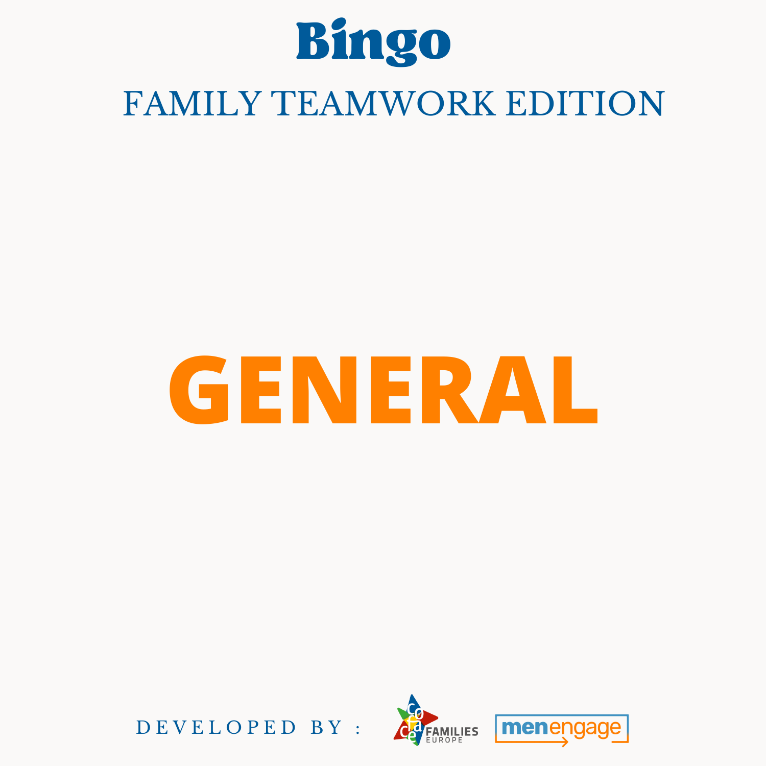# Bingo

## FAMILY TEAMWORK EDITION

# GENERAL

DEVELOPED BY :

COFACE FAMILIES EUROPE

menengage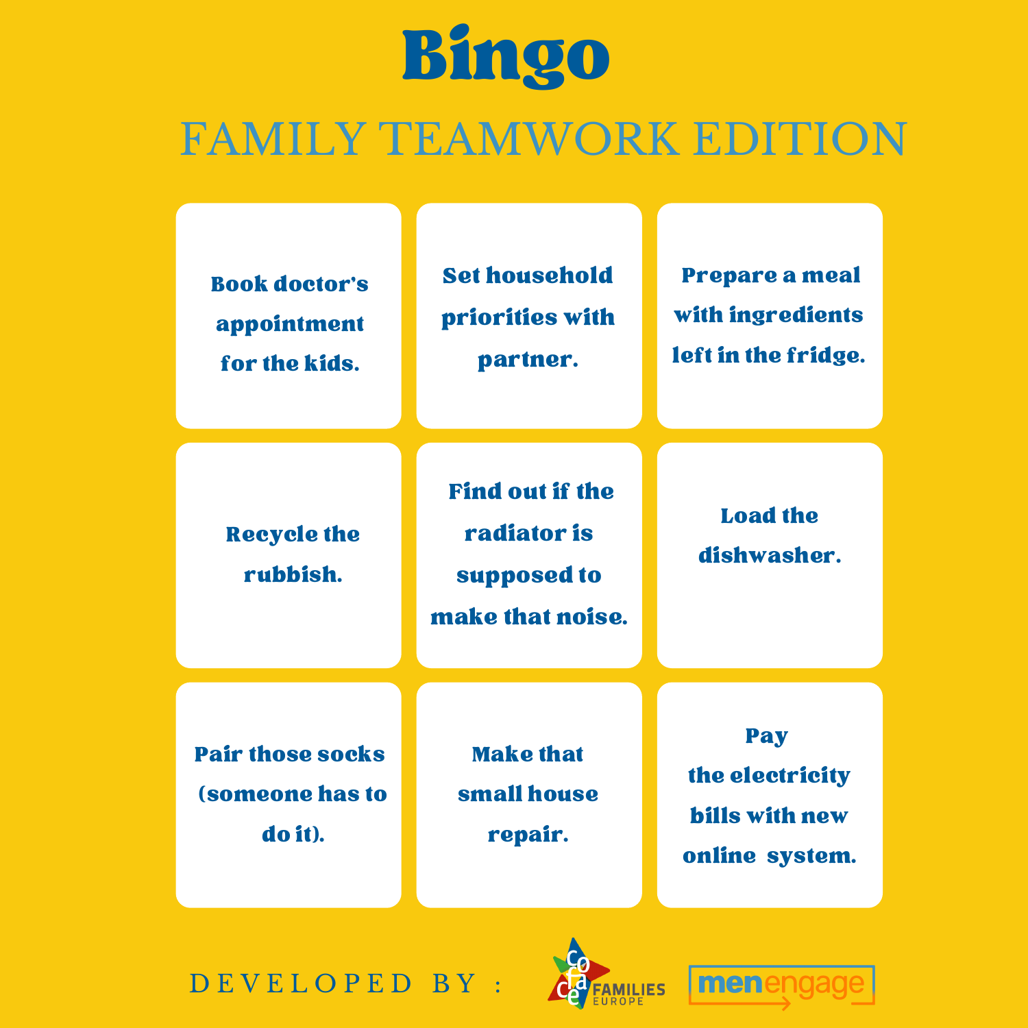# Bingo

## FAMILY TEAMWORK EDITION

| | | |
|---|---|---|
| Book doctor's appointment for the kids. | Set household priorities with partner. | Prepare a meal with ingredients left in the fridge. |
| Recycle the rubbish. | Find out if the radiator is supposed to make that noise. | Load the dishwasher. |
| Pair those socks (someone has to do it). | Make that small house repair. | Pay the electricity bills with new online system. |

DEVELOPED BY: coface FAMILIES EUROPE, menengage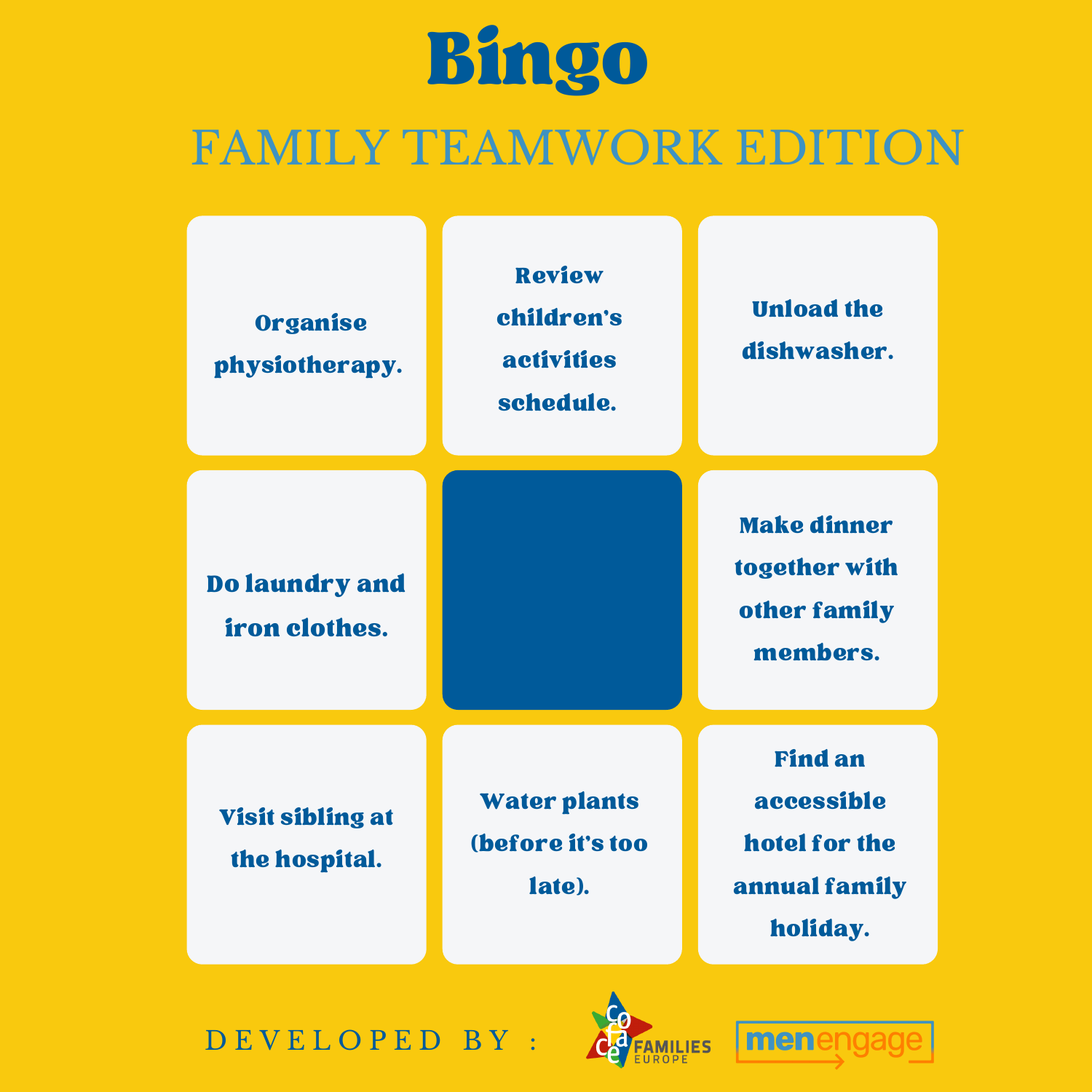# Bingo

## FAMILY TEAMWORK EDITION

| | | |
|---|---|---|
| Organise physiotherapy. | Review children's activities schedule. | Unload the dishwasher. |
| Do laundry and iron clothes. | | Make dinner together with other family members. |
| Visit sibling at the hospital. | Water plants (before it's too late). | Find an accessible hotel for the annual family holiday. |

DEVELOPED BY : COFACE FAMILIES EUROPE, menengage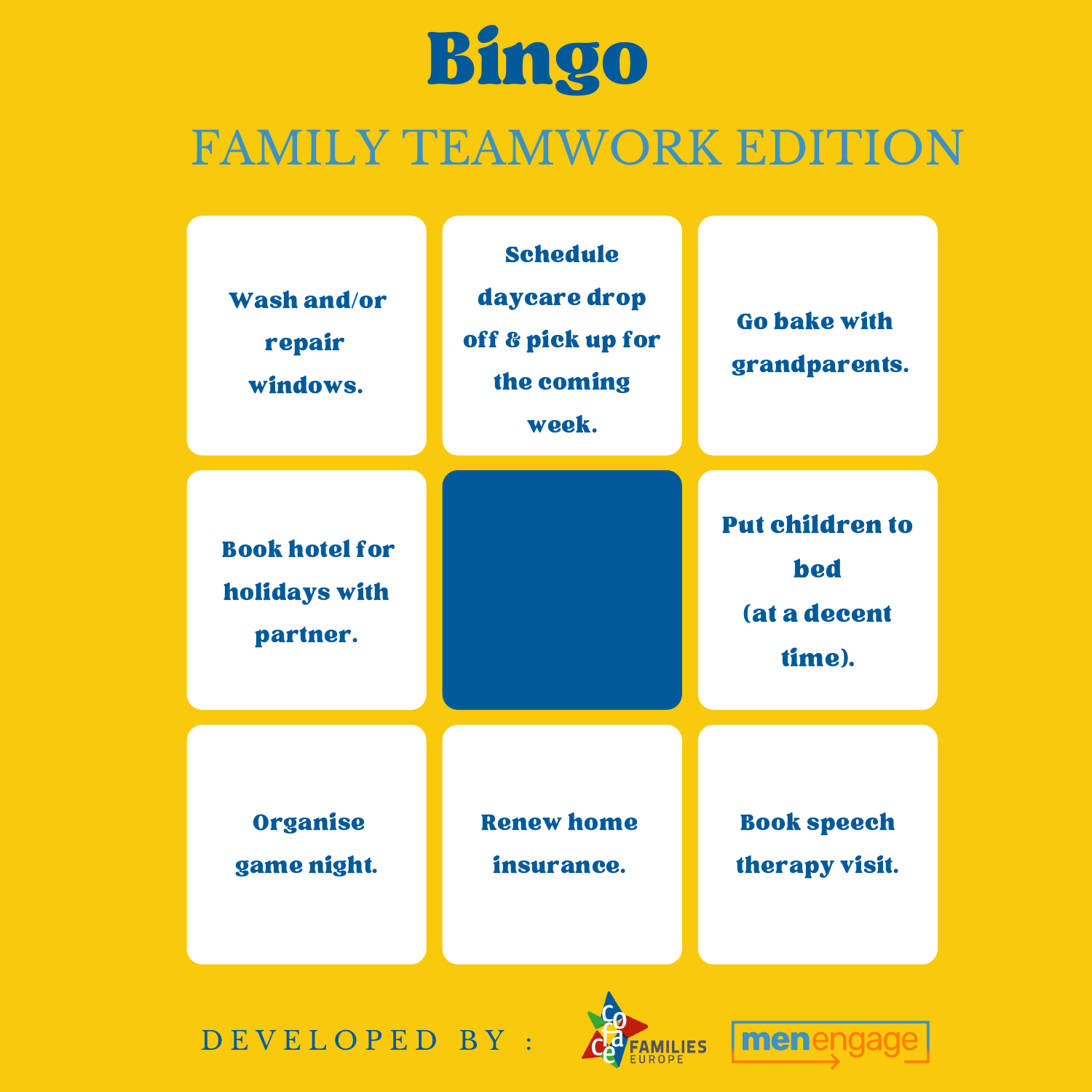# Bingo

## FAMILY TEAMWORK EDITION

| | | |
|---|---|---|
| Wash and/or repair windows. | Schedule daycare drop off & pick up for the coming week. | Go bake with grandparents. |
| Book hotel for holidays with partner. | | Put children to bed (at a decent time). |
| Organise game night. | Renew home insurance. | Book speech therapy visit. |

DEVELOPED BY: coface FAMILIES EUROPE, menengage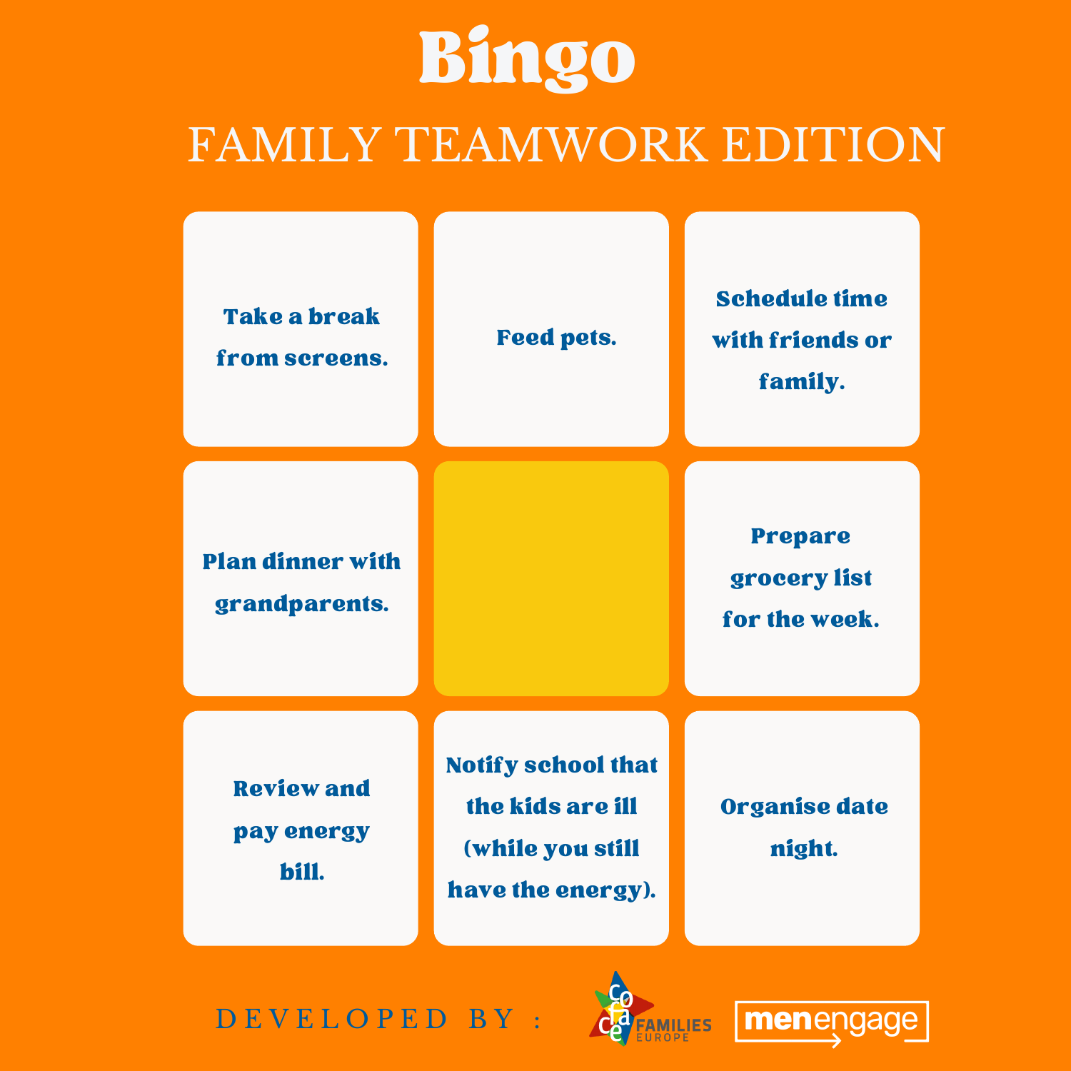# Bingo

## FAMILY TEAMWORK EDITION

| | | |
|---|---|---|
| Take a break from screens. | Feed pets. | Schedule time with friends or family. |
| Plan dinner with grandparents. | | Prepare grocery list for the week. |
| Review and pay energy bill. | Notify school that the kids are ill (while you still have the energy). | Organise date night. |

DEVELOPED BY: COFACE FAMILIES EUROPE, menengage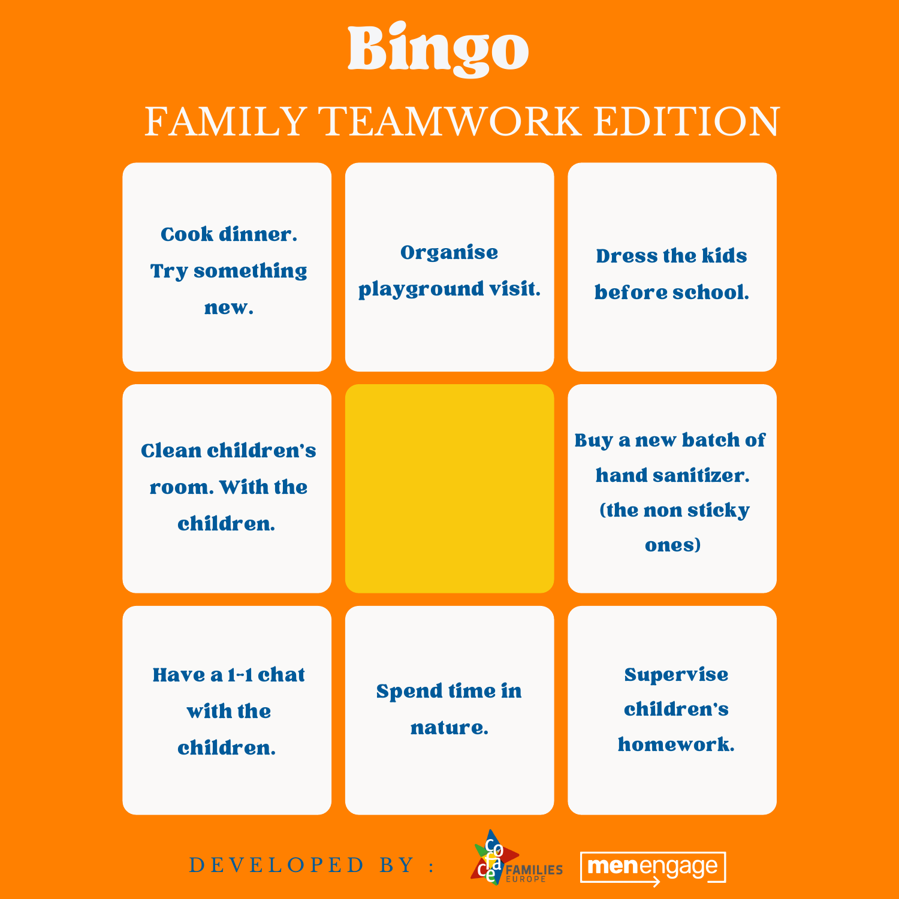# Bingo

## FAMILY TEAMWORK EDITION

| | | |
|---|---|---|
| Cook dinner. Try something new. | Organise playground visit. | Dress the kids before school. |
| Clean children's room. With the children. | | Buy a new batch of hand sanitizer. (the non sticky ones) |
| Have a 1-1 chat with the children. | Spend time in nature. | Supervise children's homework. |

DEVELOPED BY : COFACE FAMILIES EUROPE menengage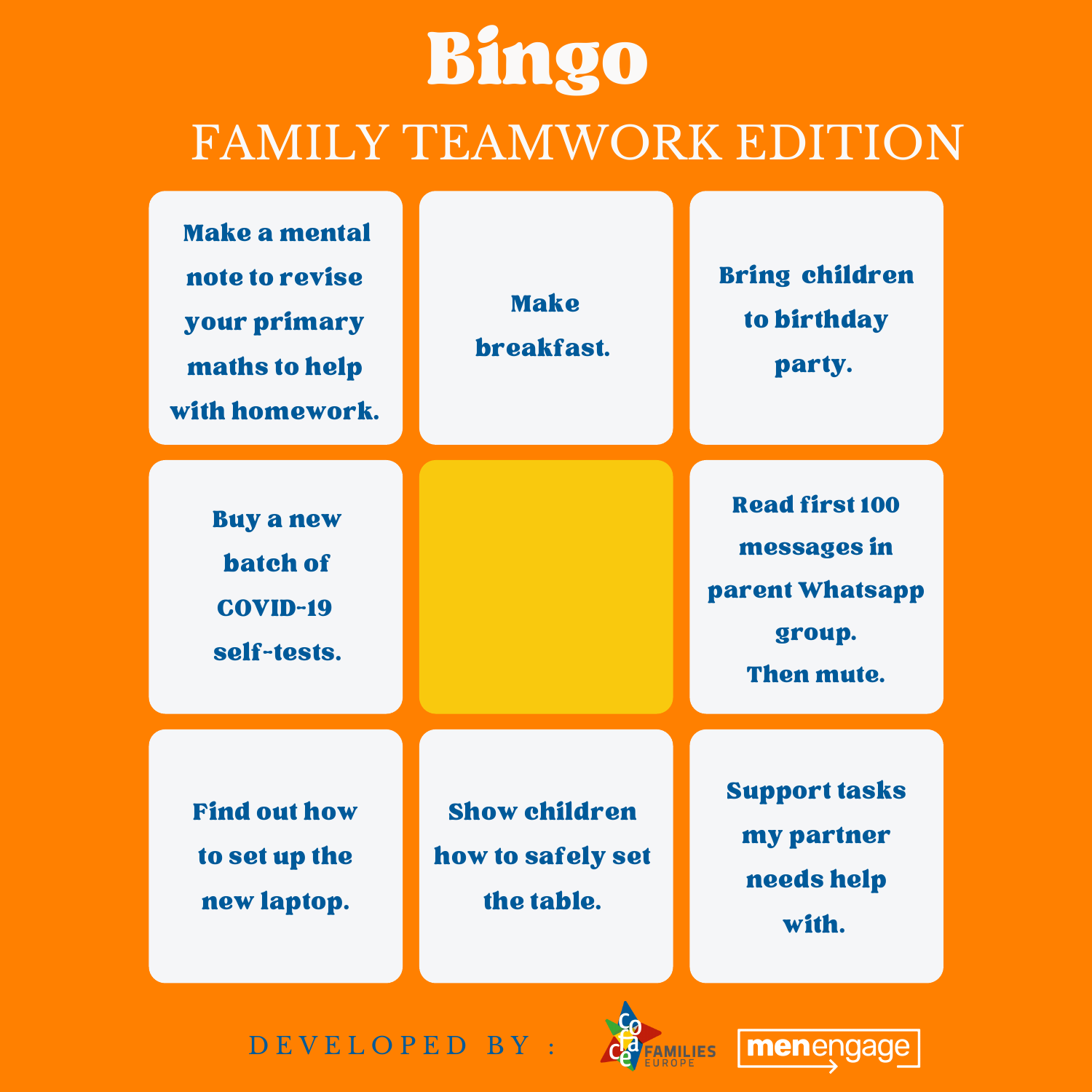# Bingo

## FAMILY TEAMWORK EDITION

| | | |
|---|---|---|
| Make a mental note to revise your primary maths to help with homework. | Make breakfast. | Bring children to birthday party. |
| Buy a new batch of COVID-19 self-tests. | | Read first 100 messages in parent Whatsapp group. Then mute. |
| Find out how to set up the new laptop. | Show children how to safely set the table. | Support tasks my partner needs help with. |

DEVELOPED BY : COFACE FAMILIES EUROPE, menengage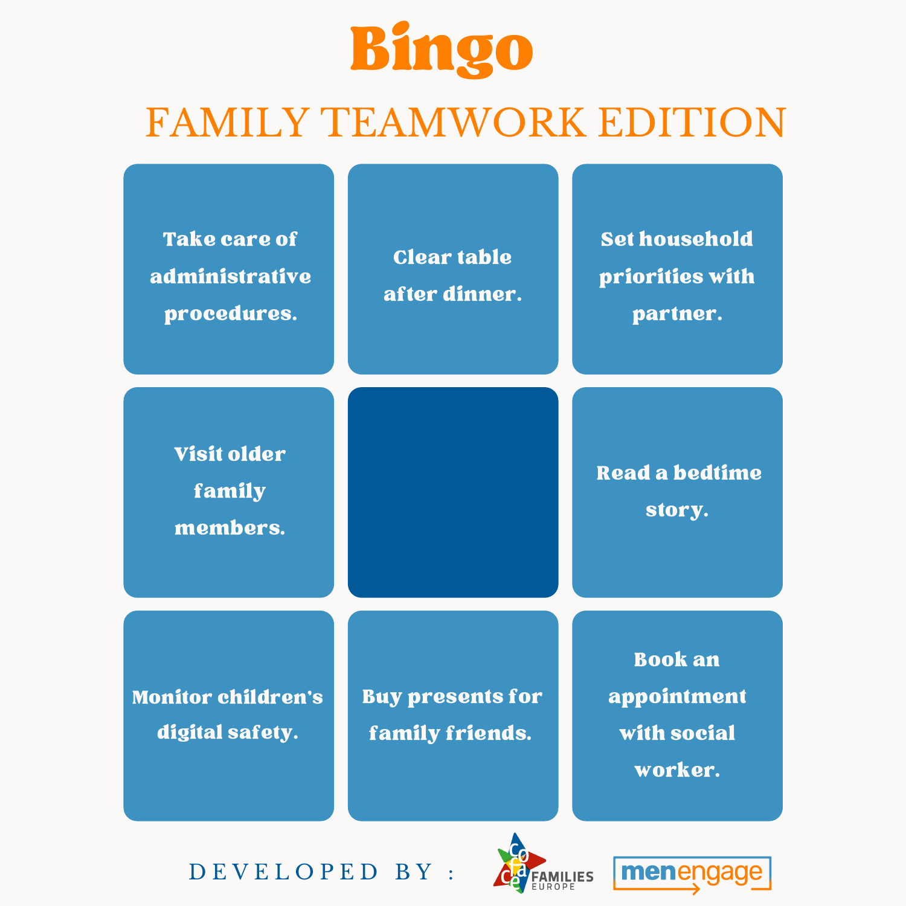# Bingo

## FAMILY TEAMWORK EDITION

| | | |
|---|---|---|
| Take care of administrative procedures. | Clear table after dinner. | Set household priorities with partner. |
| Visit older family members. | | Read a bedtime story. |
| Monitor children's digital safety. | Buy presents for family friends. | Book an appointment with social worker. |

DEVELOPED BY : COFACE FAMILIES EUROPE menengage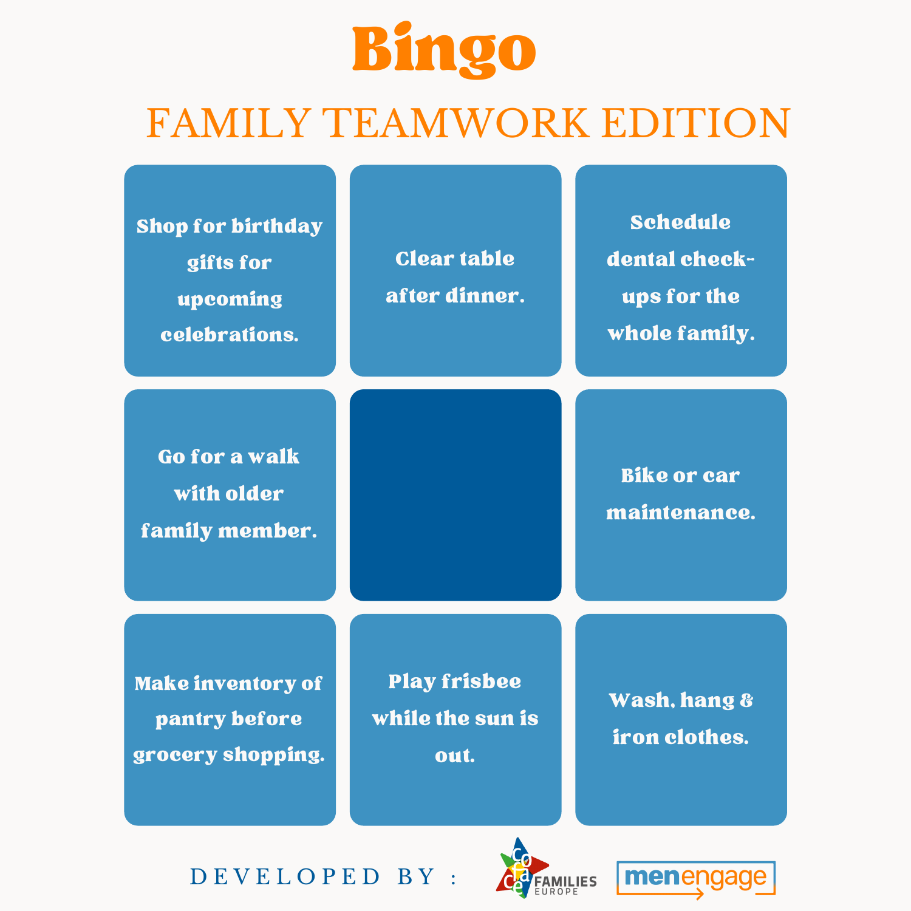# Bingo

## FAMILY TEAMWORK EDITION

| | | |
|---|---|---|
| Shop for birthday gifts for upcoming celebrations. | Clear table after dinner. | Schedule dental check-ups for the whole family. |
| Go for a walk with older family member. | | Bike or car maintenance. |
| Make inventory of pantry before grocery shopping. | Play frisbee while the sun is out. | Wash, hang & iron clothes. |

DEVELOPED BY : COFACE FAMILIES EUROPE, menengage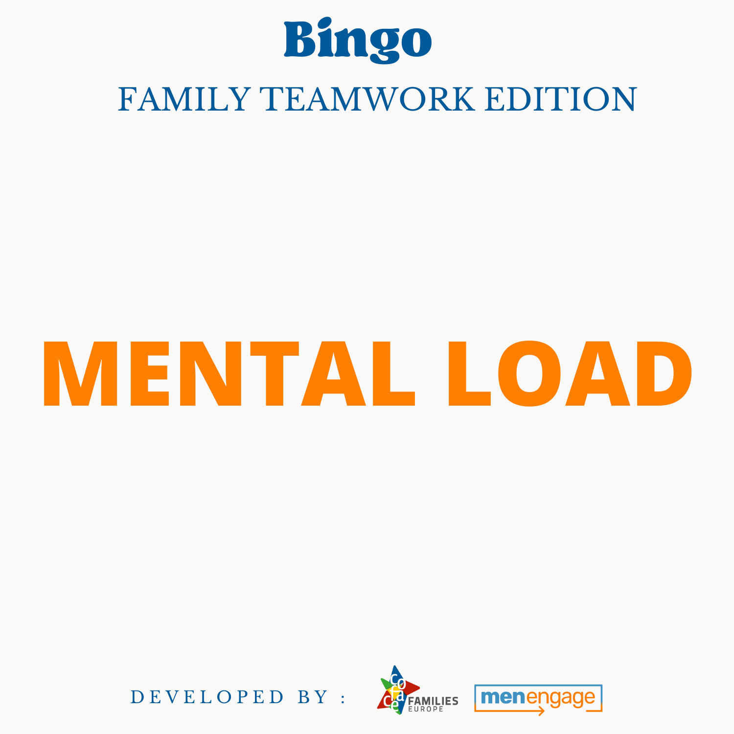# Bingo

## FAMILY TEAMWORK EDITION

# MENTAL LOAD

DEVELOPED BY :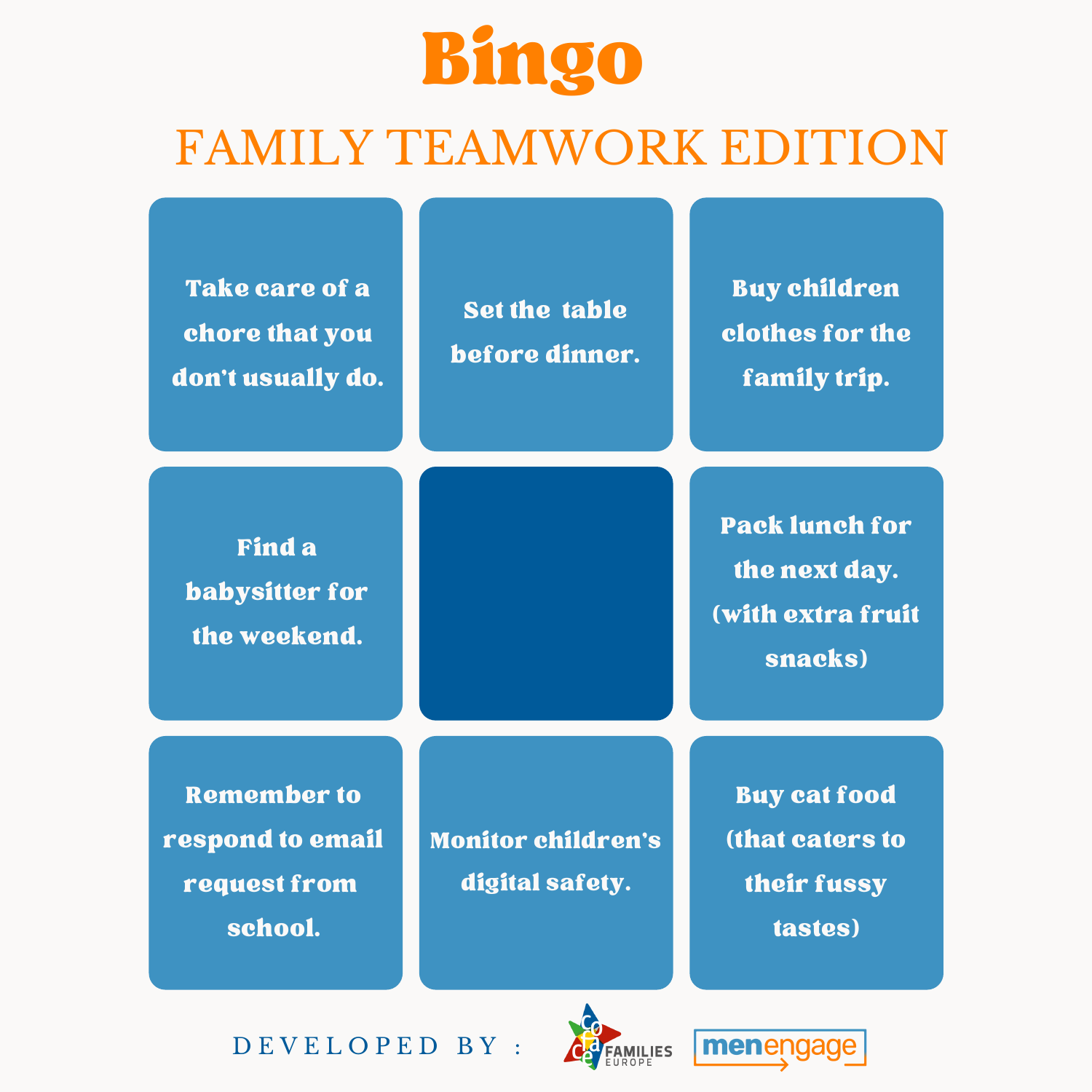# Bingo

## FAMILY TEAMWORK EDITION

| | | |
|---|---|---|
| Take care of a chore that you don't usually do. | Set the table before dinner. | Buy children clothes for the family trip. |
| Find a babysitter for the weekend. | | Pack lunch for the next day. (with extra fruit snacks) |
| Remember to respond to email request from school. | Monitor children's digital safety. | Buy cat food (that caters to their fussy tastes) |

DEVELOPED BY : COFACE FAMILIES EUROPE, menengage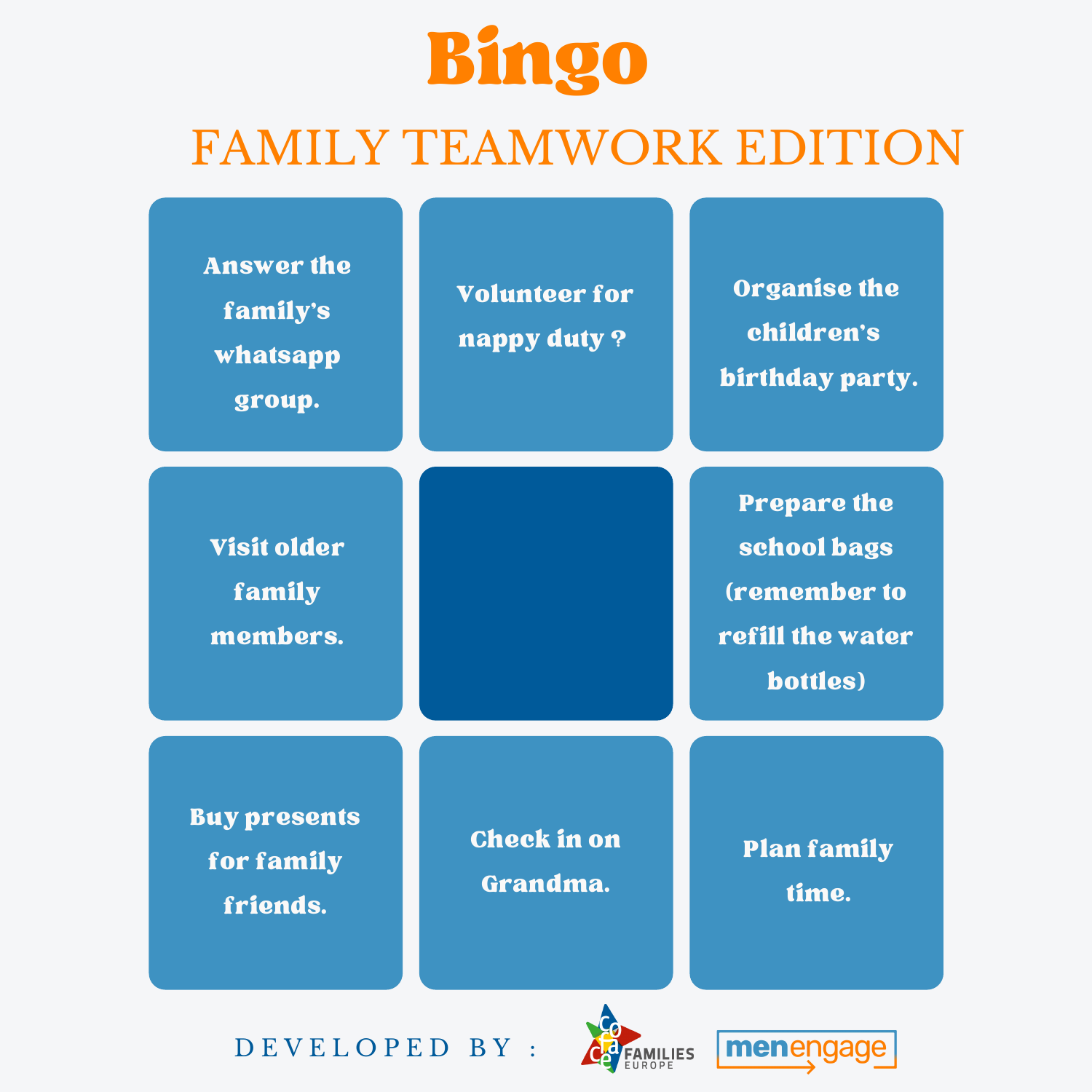# Bingo

## FAMILY TEAMWORK EDITION

| | | |
|---|---|---|
| Answer the family's whatsapp group. | Volunteer for nappy duty ? | Organise the children's birthday party. |
| Visit older family members. | | Prepare the school bags (remember to refill the water bottles) |
| Buy presents for family friends. | Check in on Grandma. | Plan family time. |

DEVELOPED BY : COFACE FAMILIES EUROPE menengage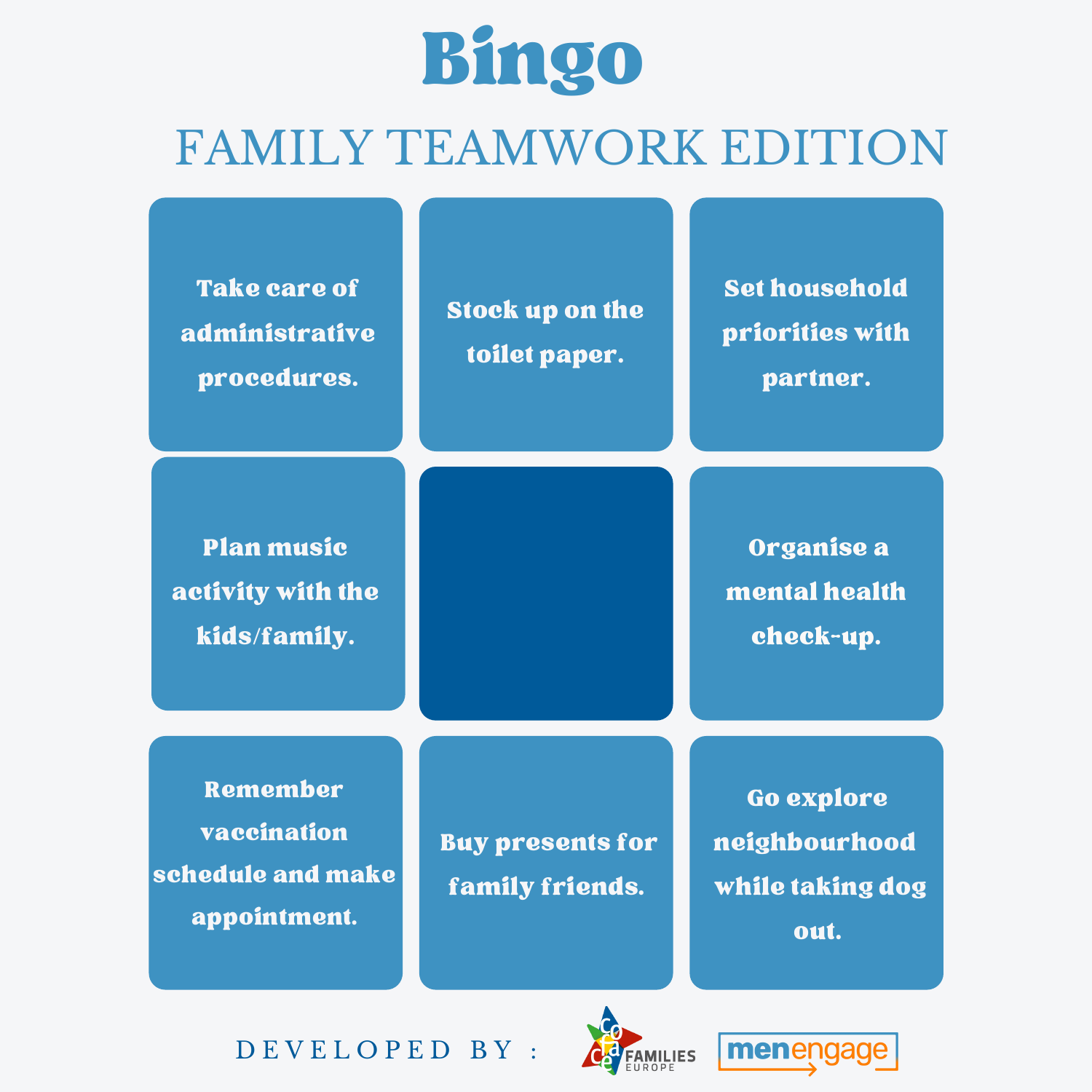# Bingo

## FAMILY TEAMWORK EDITION

| | | |
|---|---|---|
| Take care of administrative procedures. | Stock up on the toilet paper. | Set household priorities with partner. |
| Plan music activity with the kids/family. | | Organise a mental health check-up. |
| Remember vaccination schedule and make appointment. | Buy presents for family friends. | Go explore neighbourhood while taking dog out. |

DEVELOPED BY : COFACE FAMILIES EUROPE menengage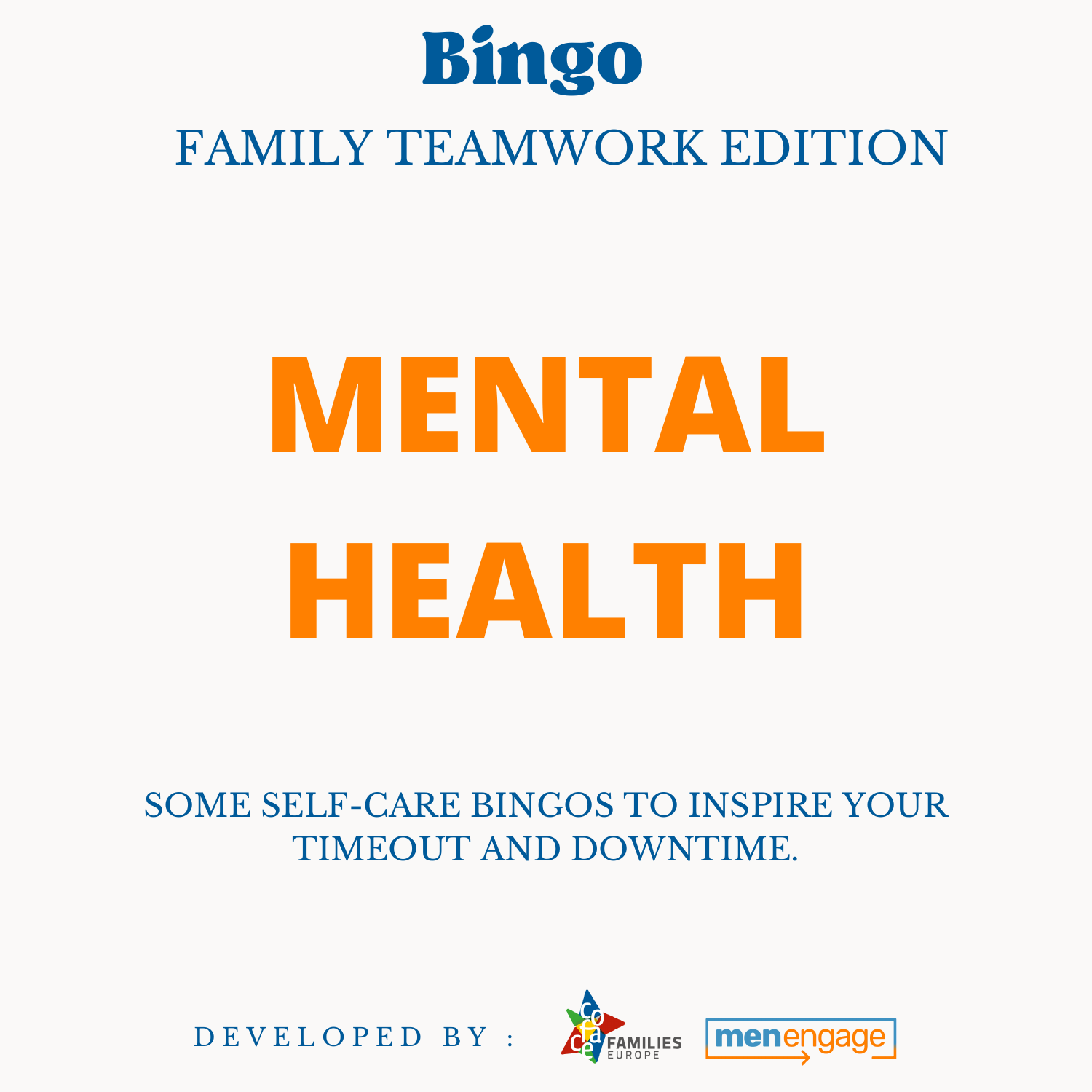# Bingo

## FAMILY TEAMWORK EDITION

# MENTAL HEALTH

SOME SELF-CARE BINGOS TO INSPIRE YOUR TIMEOUT AND DOWNTIME.

DEVELOPED BY : COFACE FAMILIES EUROPE menengage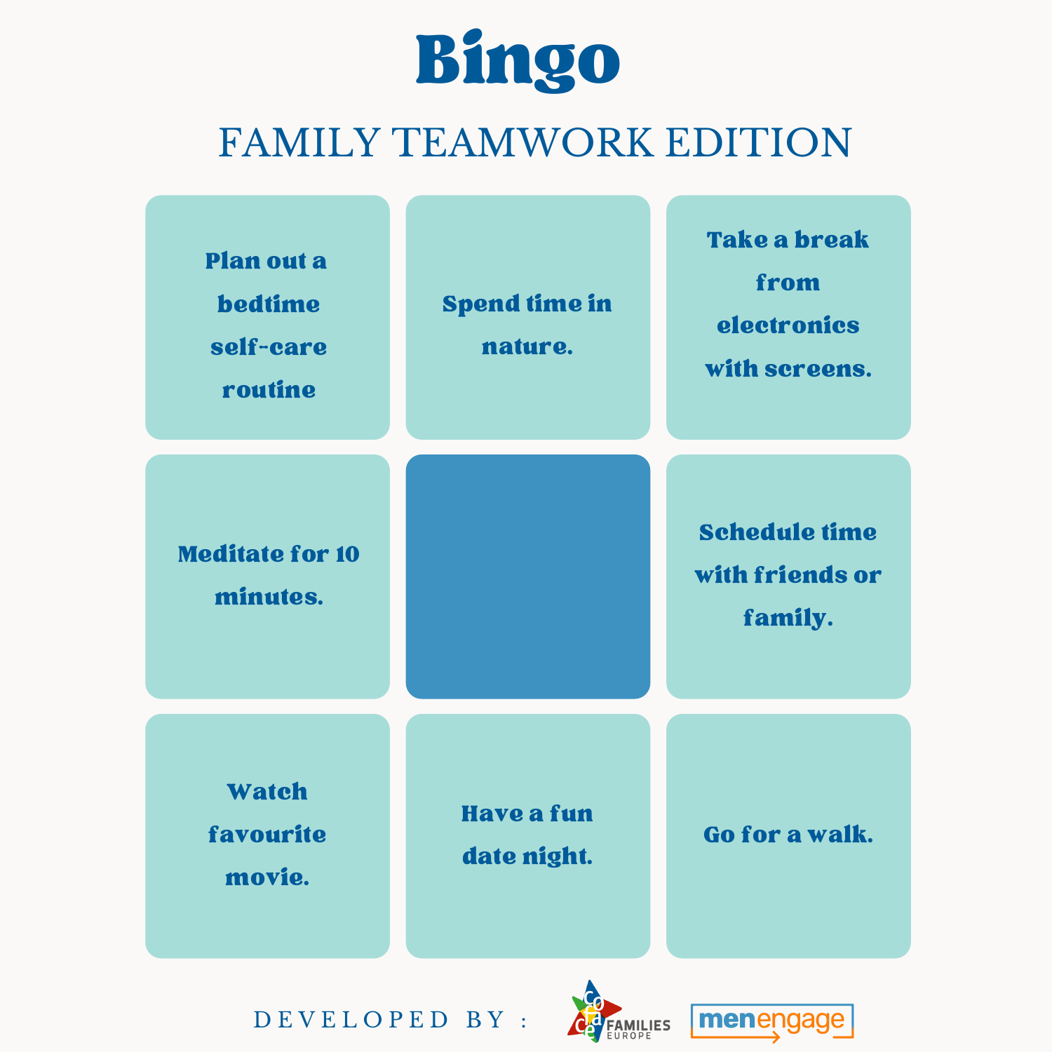# Bingo

## FAMILY TEAMWORK EDITION

| | | |
|---|---|---|
| Plan out a bedtime self-care routine | Spend time in nature. | Take a break from electronics with screens. |
| Meditate for 10 minutes. | | Schedule time with friends or family. |
| Watch favourite movie. | Have a fun date night. | Go for a walk. |

DEVELOPED BY : COFACE FAMILIES EUROPE menengage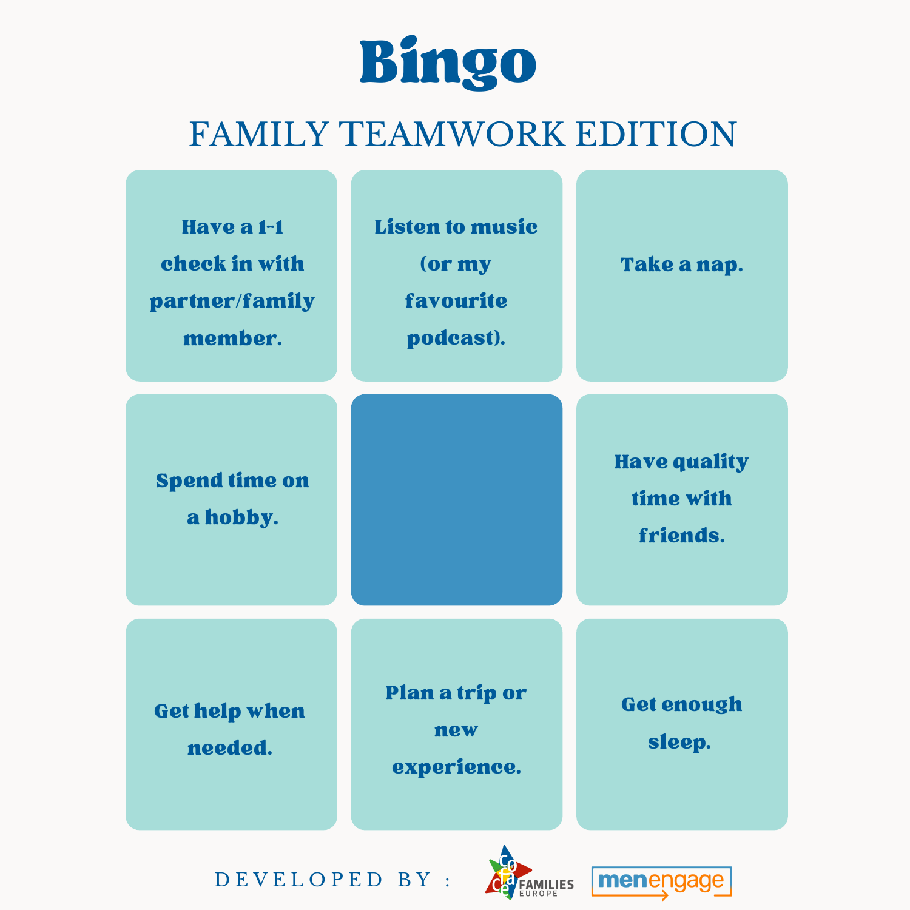# Bingo

## FAMILY TEAMWORK EDITION

| | | |
|---|---|---|
| Have a 1-1 check in with partner/family member. | Listen to music (or my favourite podcast). | Take a nap. |
| Spend time on a hobby. | | Have quality time with friends. |
| Get help when needed. | Plan a trip or new experience. | Get enough sleep. |

DEVELOPED BY : COFACE FAMILIES EUROPE, menengage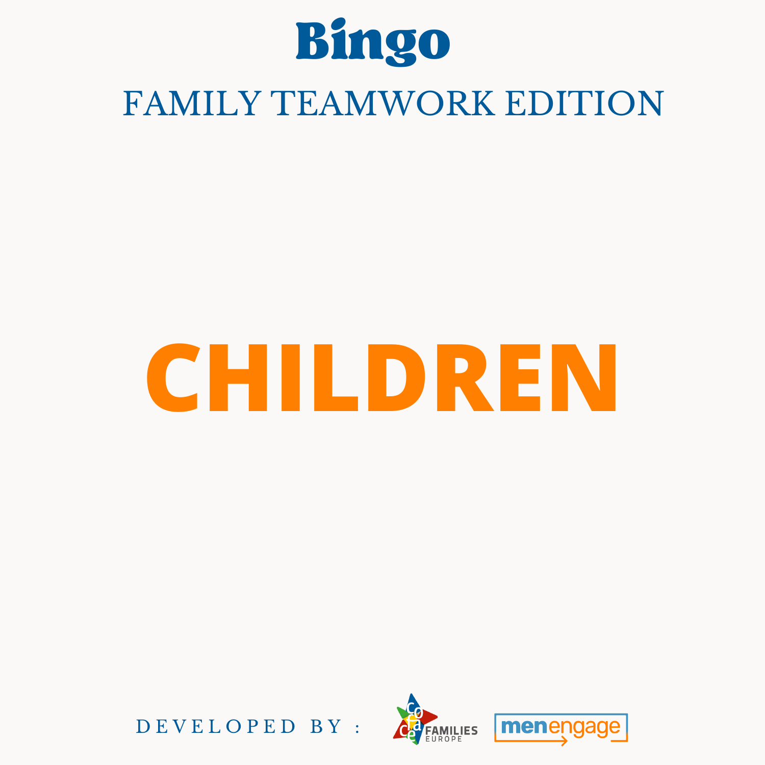# Bingo

## FAMILY TEAMWORK EDITION

# CHILDREN

DEVELOPED BY : COFACE FAMILIES EUROPE menengage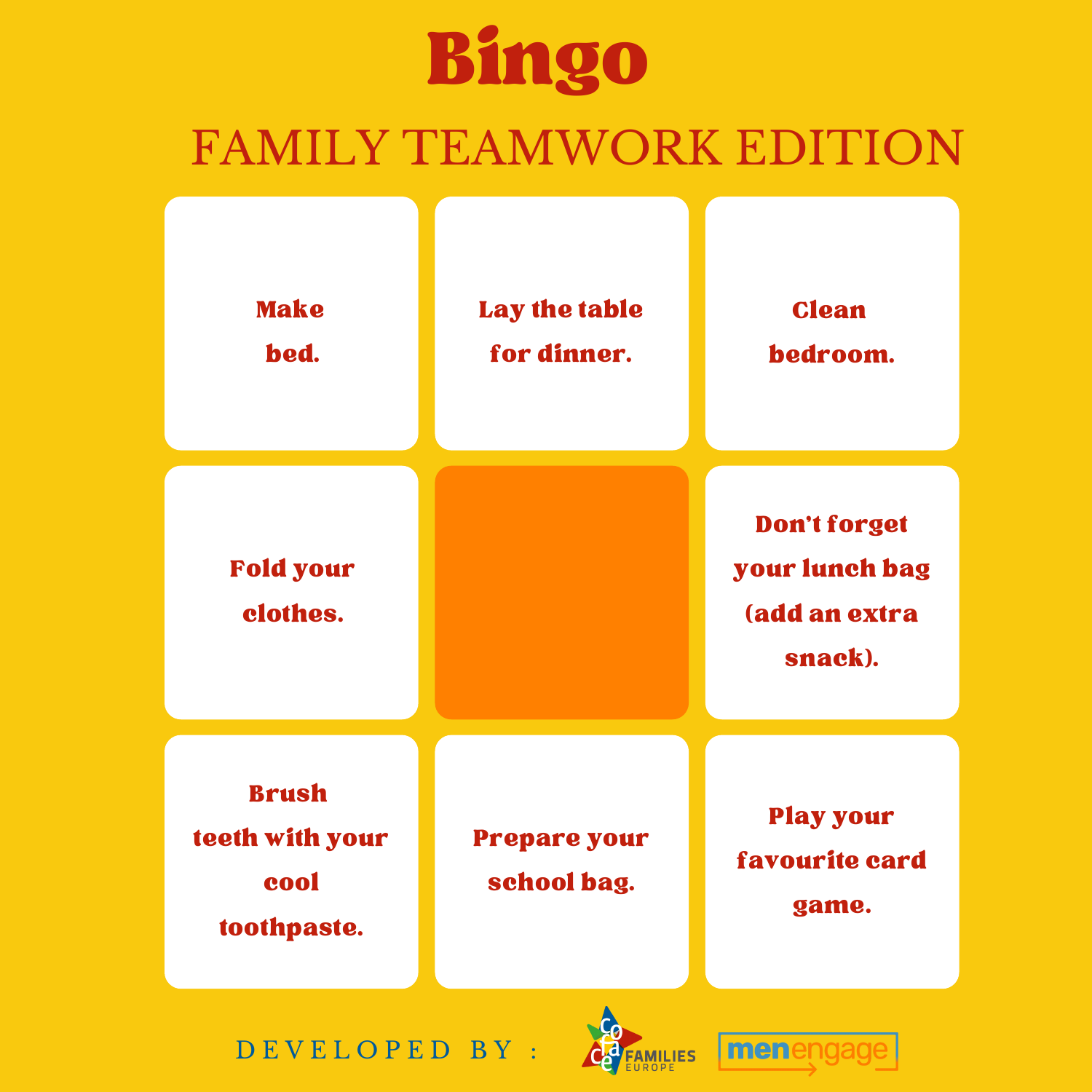# Bingo

## FAMILY TEAMWORK EDITION

| | | |
|---|---|---|
| Make bed. | Lay the table for dinner. | Clean bedroom. |
| Fold your clothes. | | Don't forget your lunch bag (add an extra snack). |
| Brush teeth with your cool toothpaste. | Prepare your school bag. | Play your favourite card game. |

DEVELOPED BY : COFACE FAMILIES EUROPE, menengage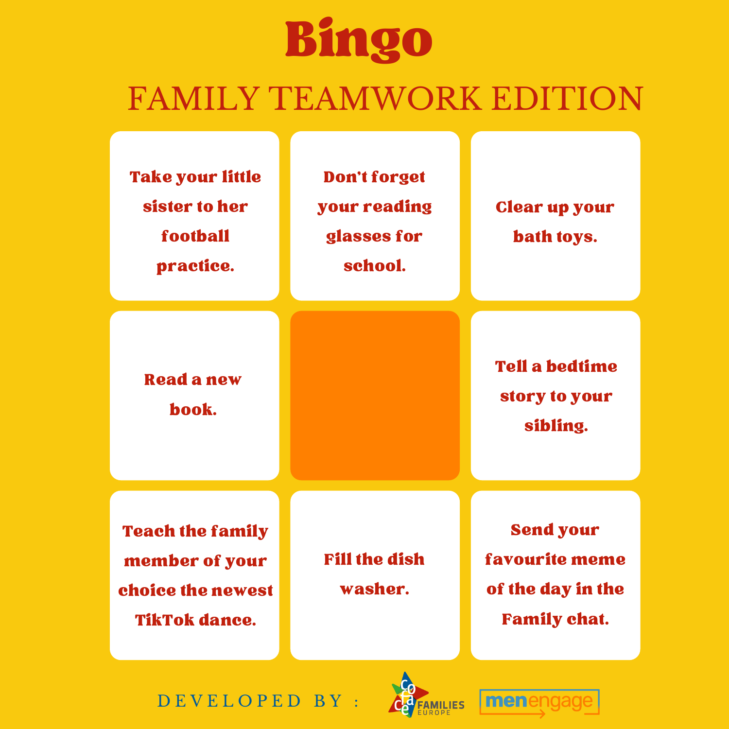# Bingo

## FAMILY TEAMWORK EDITION

| | | |
|---|---|---|
| Take your little sister to her football practice. | Don't forget your reading glasses for school. | Clear up your bath toys. |
| Read a new book. | | Tell a bedtime story to your sibling. |
| Teach the family member of your choice the newest TikTok dance. | Fill the dish washer. | Send your favourite meme of the day in the Family chat. |

DEVELOPED BY : COFACE FAMILIES EUROPE, menengage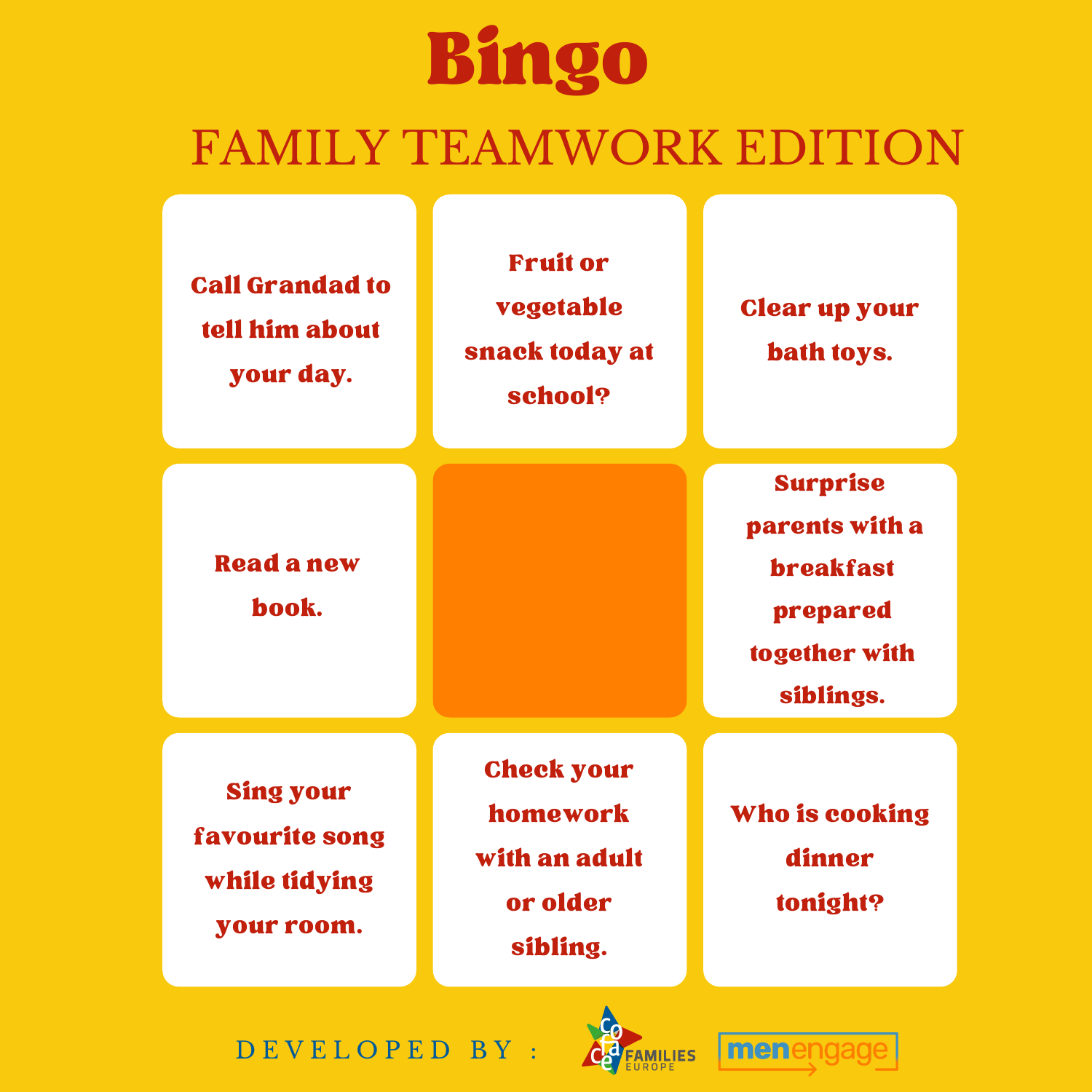# Bingo

## FAMILY TEAMWORK EDITION

| | | |
|---|---|---|
| Call Grandad to tell him about your day. | Fruit or vegetable snack today at school? | Clear up your bath toys. |
| Read a new book. | | Surprise parents with a breakfast prepared together with siblings. |
| Sing your favourite song while tidying your room. | Check your homework with an adult or older sibling. | Who is cooking dinner tonight? |

DEVELOPED BY : COFACE FAMILIES EUROPE, menengage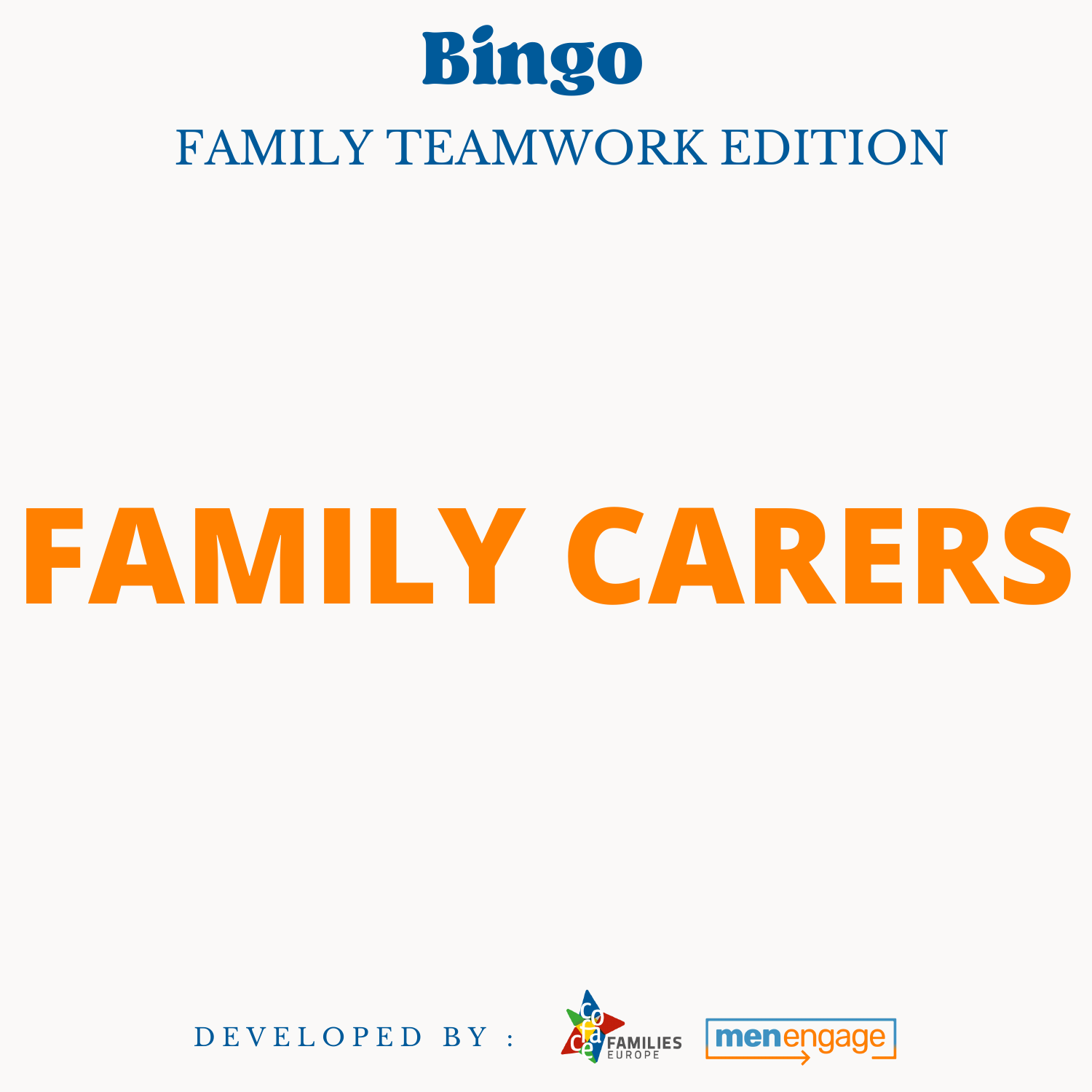# Bingo

## FAMILY TEAMWORK EDITION

# FAMILY CARERS

DEVELOPED BY : COFACE FAMILIES EUROPE menengage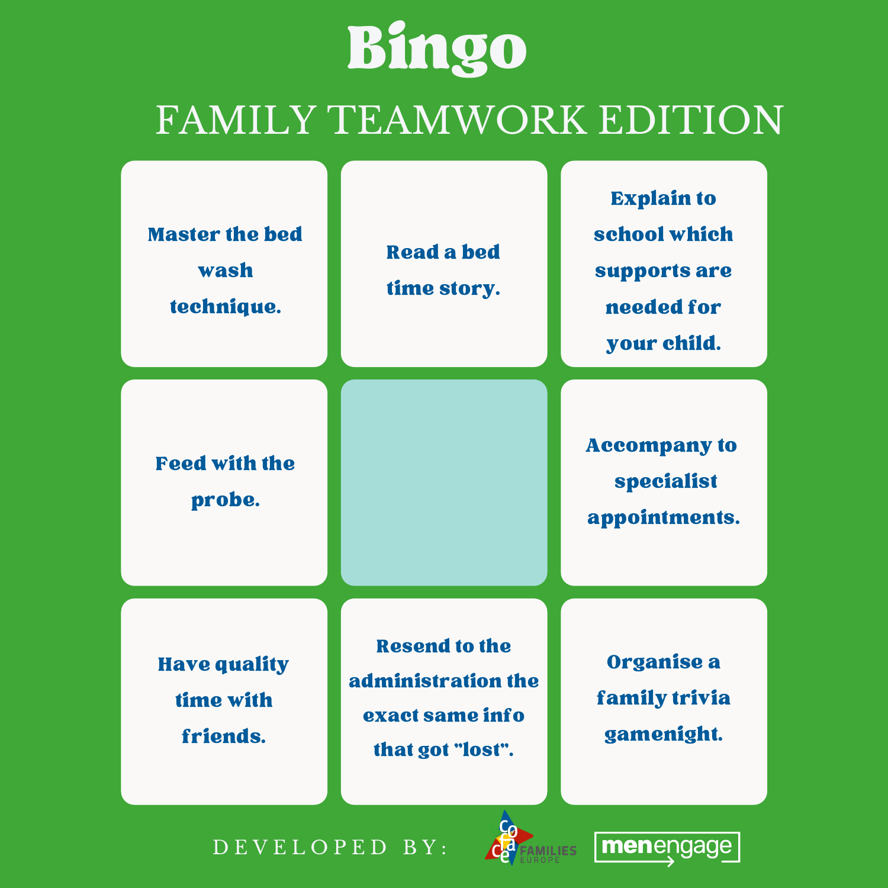# Bingo

## FAMILY TEAMWORK EDITION

| | | |
|---|---|---|
| Master the bed wash technique. | Read a bed time story. | Explain to school which supports are needed for your child. |
| Feed with the probe. | | Accompany to specialist appointments. |
| Have quality time with friends. | Resend to the administration the exact same info that got "lost". | Organise a family trivia gamenight. |

DEVELOPED BY: COFACE FAMILIES EUROPE, menengage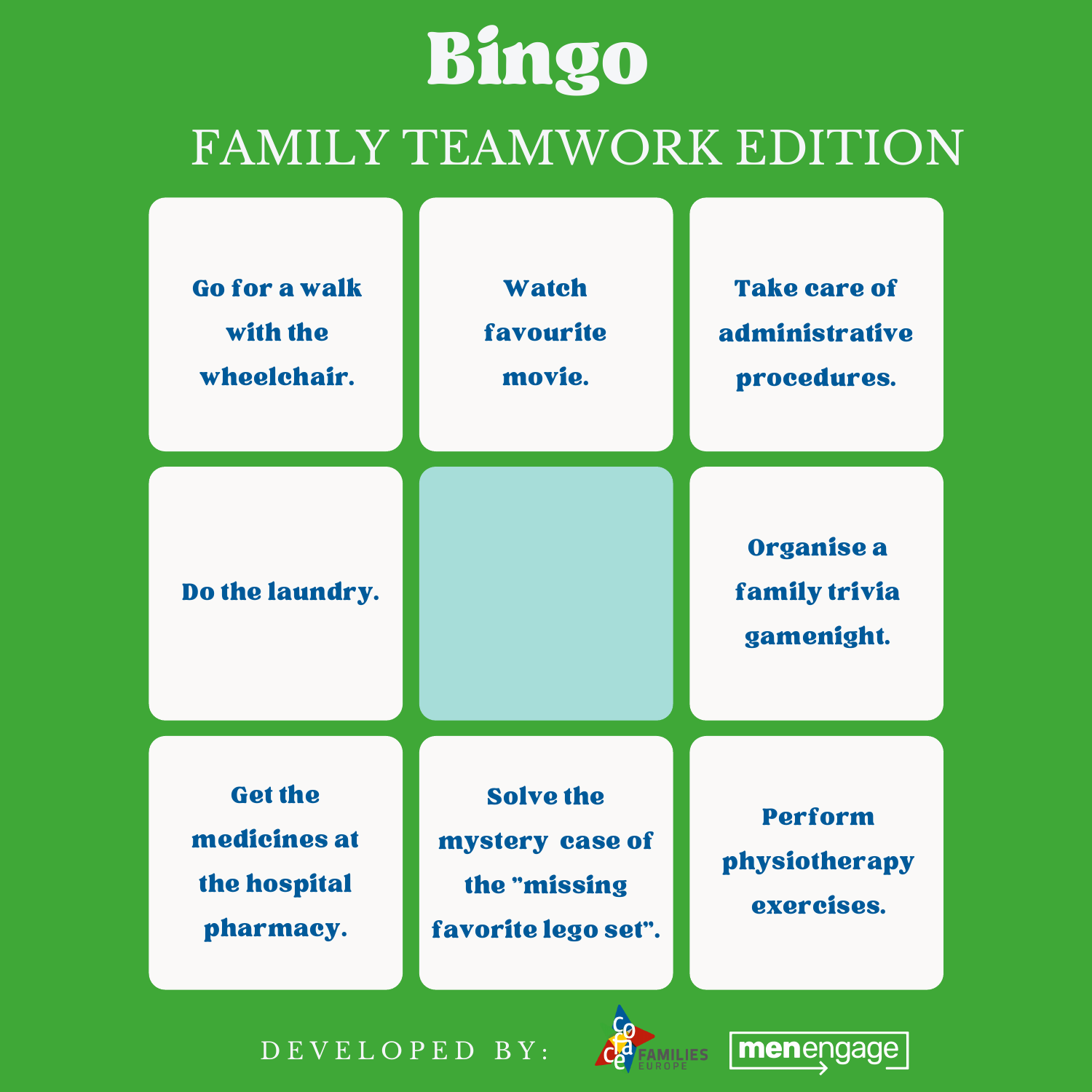# Bingo

## FAMILY TEAMWORK EDITION

| | | |
|---|---|---|
| Go for a walk with the wheelchair. | Watch favourite movie. | Take care of administrative procedures. |
| Do the laundry. | | Organise a family trivia gamenight. |
| Get the medicines at the hospital pharmacy. | Solve the mystery case of the "missing favorite lego set". | Perform physiotherapy exercises. |

DEVELOPED BY: coface FAMILIES EUROPE menengage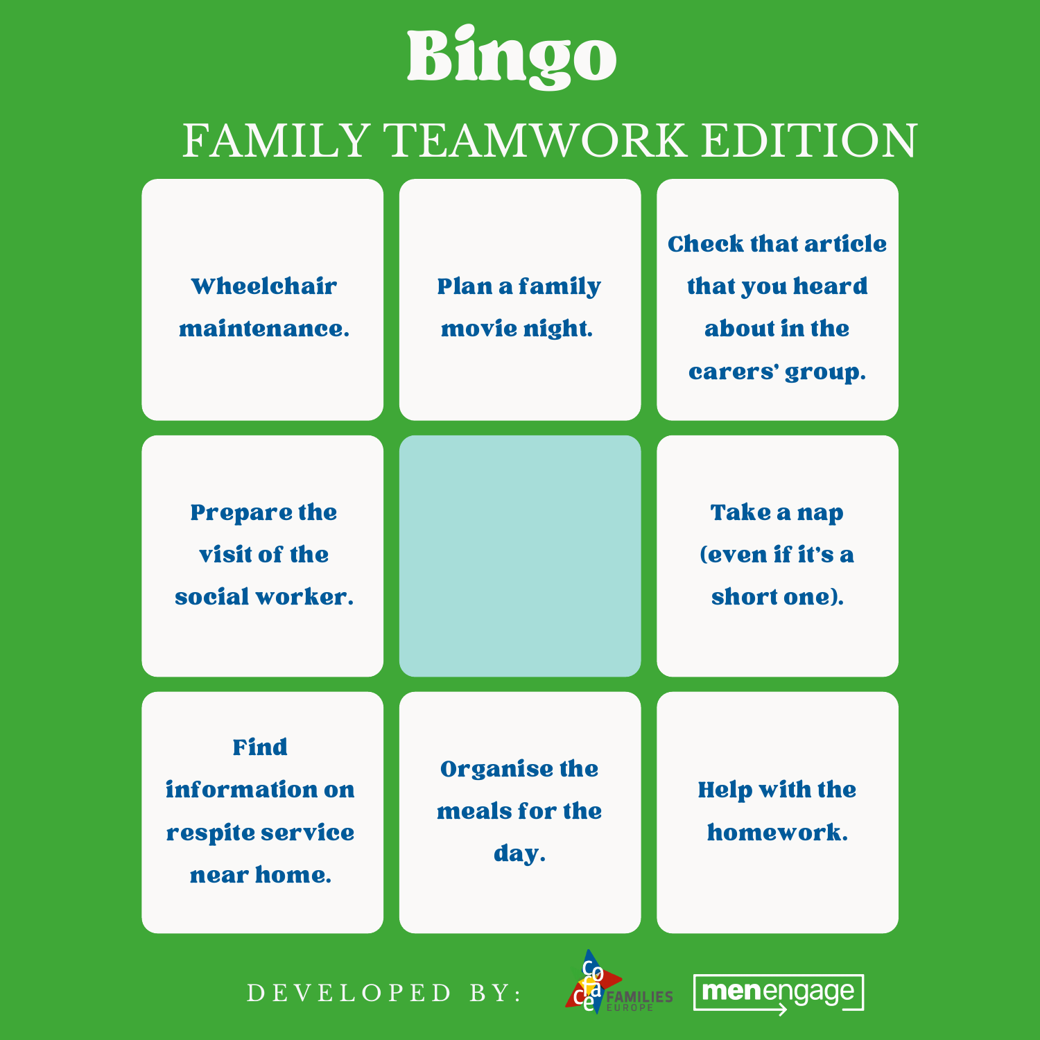# Bingo

## FAMILY TEAMWORK EDITION

| | | |
|---|---|---|
| Wheelchair maintenance. | Plan a family movie night. | Check that article that you heard about in the carers' group. |
| Prepare the visit of the social worker. | | Take a nap (even if it's a short one). |
| Find information on respite service near home. | Organise the meals for the day. | Help with the homework. |

DEVELOPED BY: COFACE FAMILIES EUROPE menengage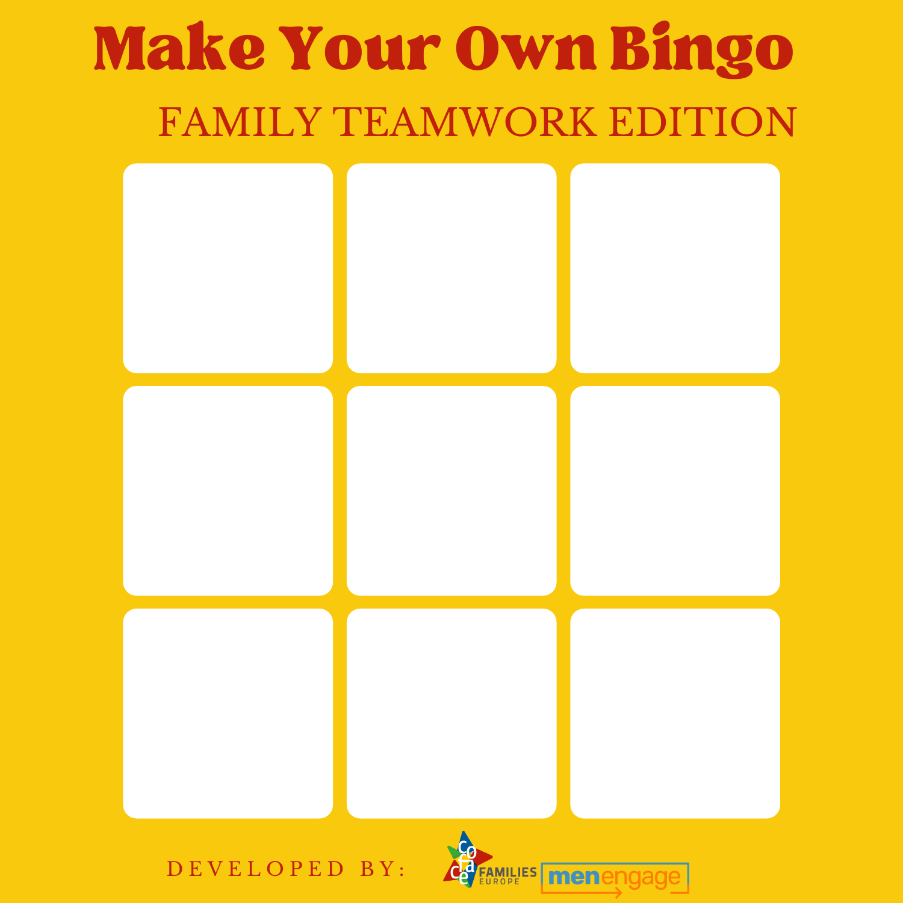# Make Your Own Bingo

## FAMILY TEAMWORK EDITION

| | | |
|---|---|---|
| | | |
| | | |
| | | |

DEVELOPED BY: COFACE FAMILIES EUROPE menengage